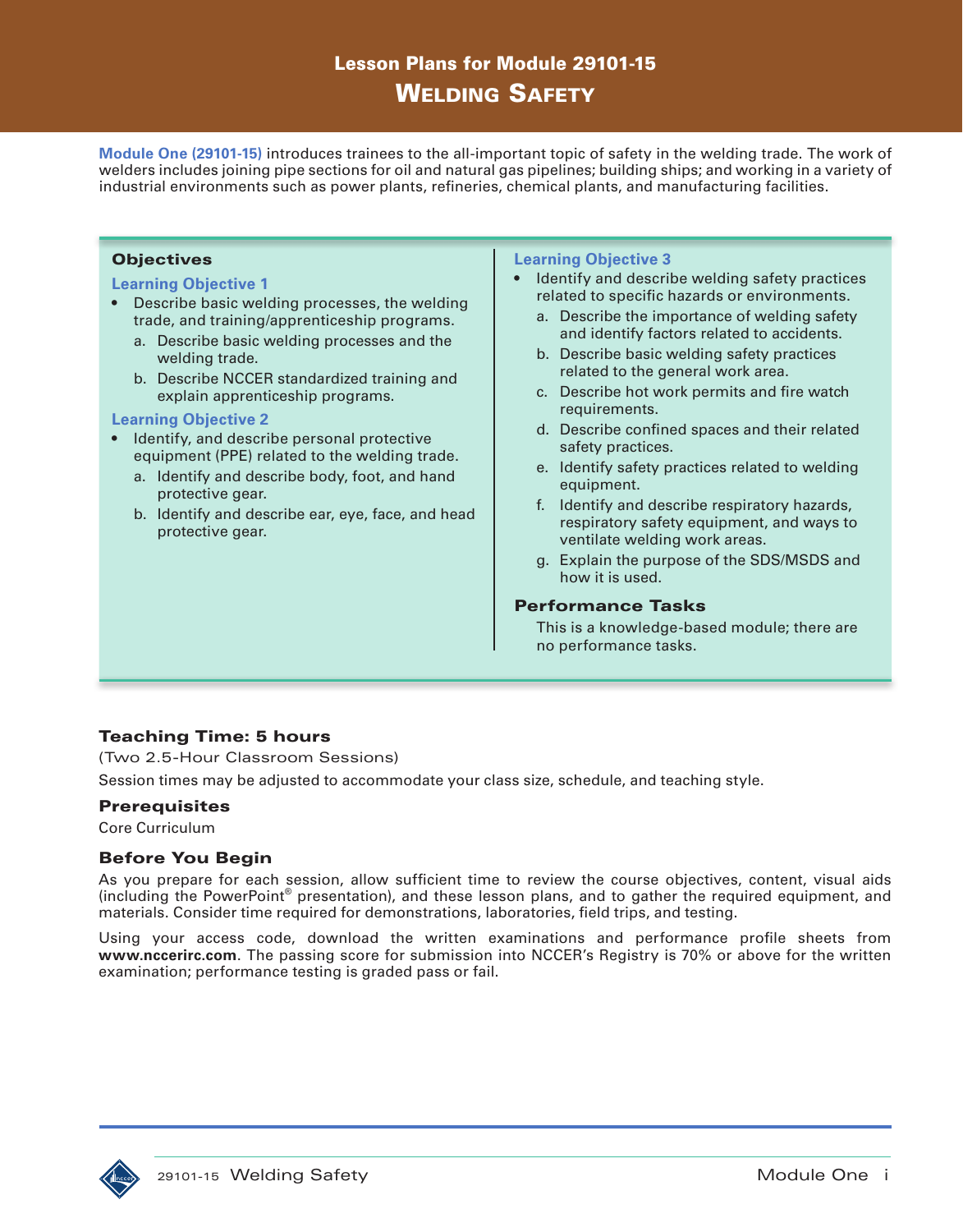# Lesson Plans for Module 29101-15
# Welding Safety

**Module One (29101-15)** introduces trainees to the all-important topic of safety in the welding trade. The work of welders includes joining pipe sections for oil and natural gas pipelines; building ships; and working in a variety of industrial environments such as power plants, refineries, chemical plants, and manufacturing facilities.

## Objectives

### Learning Objective 1

- Describe basic welding processes, the welding trade, and training/apprenticeship programs.
  - a. Describe basic welding processes and the welding trade.
  - b. Describe NCCER standardized training and explain apprenticeship programs.

### Learning Objective 2

- Identify, and describe personal protective equipment (PPE) related to the welding trade.
  - a. Identify and describe body, foot, and hand protective gear.
  - b. Identify and describe ear, eye, face, and head protective gear.

### Learning Objective 3

- Identify and describe welding safety practices related to specific hazards or environments.
  - a. Describe the importance of welding safety and identify factors related to accidents.
  - b. Describe basic welding safety practices related to the general work area.
  - c. Describe hot work permits and fire watch requirements.
  - d. Describe confined spaces and their related safety practices.
  - e. Identify safety practices related to welding equipment.
  - f. Identify and describe respiratory hazards, respiratory safety equipment, and ways to ventilate welding work areas.
  - g. Explain the purpose of the SDS/MSDS and how it is used.

## Performance Tasks

This is a knowledge-based module; there are no performance tasks.

## Teaching Time: 5 hours

(Two 2.5-Hour Classroom Sessions)

Session times may be adjusted to accommodate your class size, schedule, and teaching style.

## Prerequisites

Core Curriculum

## Before You Begin

As you prepare for each session, allow sufficient time to review the course objectives, content, visual aids (including the PowerPoint® presentation), and these lesson plans, and to gather the required equipment, and materials. Consider time required for demonstrations, laboratories, field trips, and testing.

Using your access code, download the written examinations and performance profile sheets from **www.nccerirc.com**. The passing score for submission into NCCER's Registry is 70% or above for the written examination; performance testing is graded pass or fail.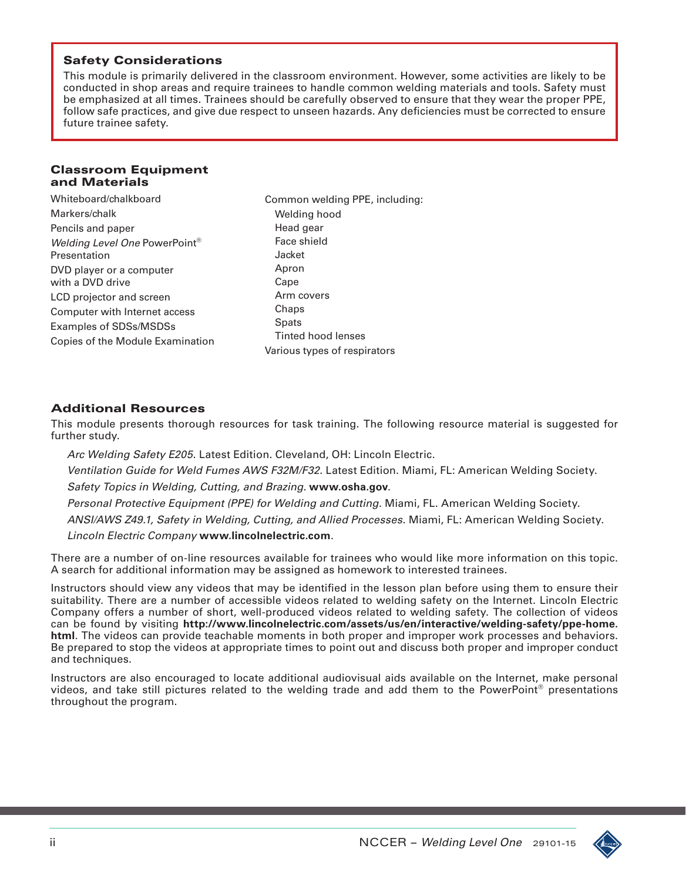## Safety Considerations

This module is primarily delivered in the classroom environment. However, some activities are likely to be conducted in shop areas and require trainees to handle common welding materials and tools. Safety must be emphasized at all times. Trainees should be carefully observed to ensure that they wear the proper PPE, follow safe practices, and give due respect to unseen hazards. Any deficiencies must be corrected to ensure future trainee safety.

## Classroom Equipment and Materials

Whiteboard/chalkboard

Markers/chalk

Pencils and paper

*Welding Level One* PowerPoint® Presentation

DVD player or a computer with a DVD drive

LCD projector and screen

Computer with Internet access

Examples of SDSs/MSDSs

Copies of the Module Examination

Common welding PPE, including:

- Welding hood
- Head gear
- Face shield
- Jacket
- Apron
- Cape
- Arm covers
- Chaps
- Spats
- Tinted hood lenses

Various types of respirators

## Additional Resources

This module presents thorough resources for task training. The following resource material is suggested for further study.

*Arc Welding Safety E205*. Latest Edition. Cleveland, OH: Lincoln Electric.

*Ventilation Guide for Weld Fumes AWS F32M/F32*. Latest Edition. Miami, FL: American Welding Society.

*Safety Topics in Welding, Cutting, and Brazing*. **www.osha.gov**.

*Personal Protective Equipment (PPE) for Welding and Cutting*. Miami, FL. American Welding Society.

*ANSI/AWS Z49.1, Safety in Welding, Cutting, and Allied Processes*. Miami, FL: American Welding Society.

*Lincoln Electric Company* **www.lincolnelectric.com**.

There are a number of on-line resources available for trainees who would like more information on this topic. A search for additional information may be assigned as homework to interested trainees.

Instructors should view any videos that may be identified in the lesson plan before using them to ensure their suitability. There are a number of accessible videos related to welding safety on the Internet. Lincoln Electric Company offers a number of short, well-produced videos related to welding safety. The collection of videos can be found by visiting **http://www.lincolnelectric.com/assets/us/en/interactive/welding-safety/ppe-home.html**. The videos can provide teachable moments in both proper and improper work processes and behaviors. Be prepared to stop the videos at appropriate times to point out and discuss both proper and improper conduct and techniques.

Instructors are also encouraged to locate additional audiovisual aids available on the Internet, make personal videos, and take still pictures related to the welding trade and add them to the PowerPoint® presentations throughout the program.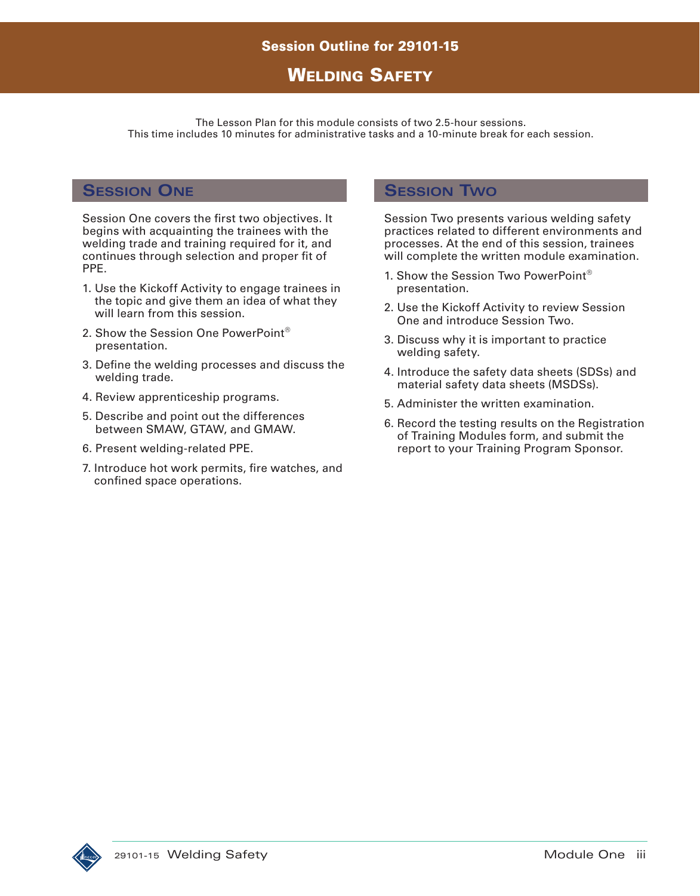# Session Outline for 29101-15

# Welding Safety

The Lesson Plan for this module consists of two 2.5-hour sessions.
This time includes 10 minutes for administrative tasks and a 10-minute break for each session.

## Session One

Session One covers the first two objectives. It begins with acquainting the trainees with the welding trade and training required for it, and continues through selection and proper fit of PPE.

1. Use the Kickoff Activity to engage trainees in the topic and give them an idea of what they will learn from this session.
2. Show the Session One PowerPoint® presentation.
3. Define the welding processes and discuss the welding trade.
4. Review apprenticeship programs.
5. Describe and point out the differences between SMAW, GTAW, and GMAW.
6. Present welding-related PPE.
7. Introduce hot work permits, fire watches, and confined space operations.

## Session Two

Session Two presents various welding safety practices related to different environments and processes. At the end of this session, trainees will complete the written module examination.

1. Show the Session Two PowerPoint® presentation.
2. Use the Kickoff Activity to review Session One and introduce Session Two.
3. Discuss why it is important to practice welding safety.
4. Introduce the safety data sheets (SDSs) and material safety data sheets (MSDSs).
5. Administer the written examination.
6. Record the testing results on the Registration of Training Modules form, and submit the report to your Training Program Sponsor.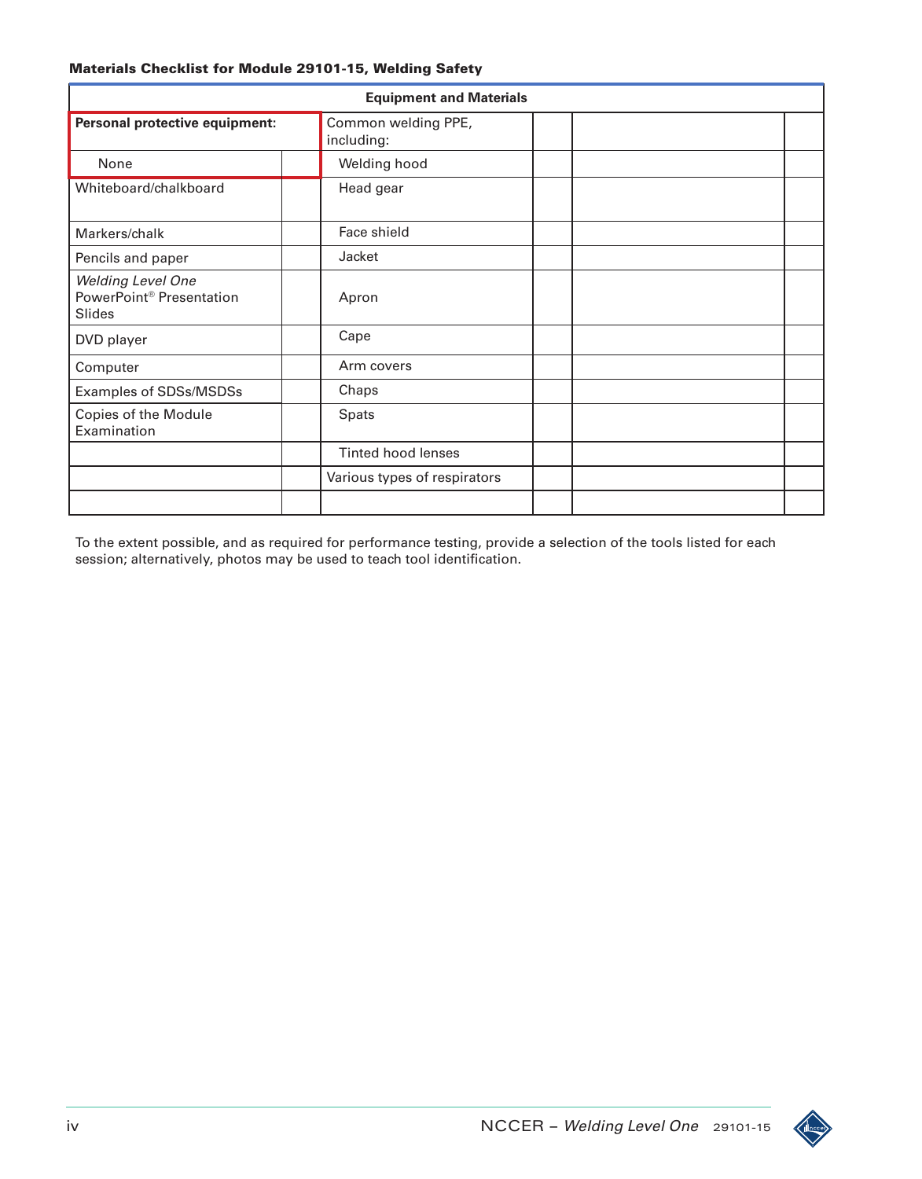**Materials Checklist for Module 29101-15, Welding Safety**

| Equipment and Materials | | | | | |
|---|---|---|---|---|---|
| **Personal protective equipment:** | | Common welding PPE, including: | | | |
| None | | Welding hood | | | |
| Whiteboard/chalkboard | | Head gear | | | |
| Markers/chalk | | Face shield | | | |
| Pencils and paper | | Jacket | | | |
| *Welding Level One* PowerPoint® Presentation Slides | | Apron | | | |
| DVD player | | Cape | | | |
| Computer | | Arm covers | | | |
| Examples of SDSs/MSDSs | | Chaps | | | |
| Copies of the Module Examination | | Spats | | | |
| | | Tinted hood lenses | | | |
| | | Various types of respirators | | | |
| | | | | | |

To the extent possible, and as required for performance testing, provide a selection of the tools listed for each session; alternatively, photos may be used to teach tool identification.